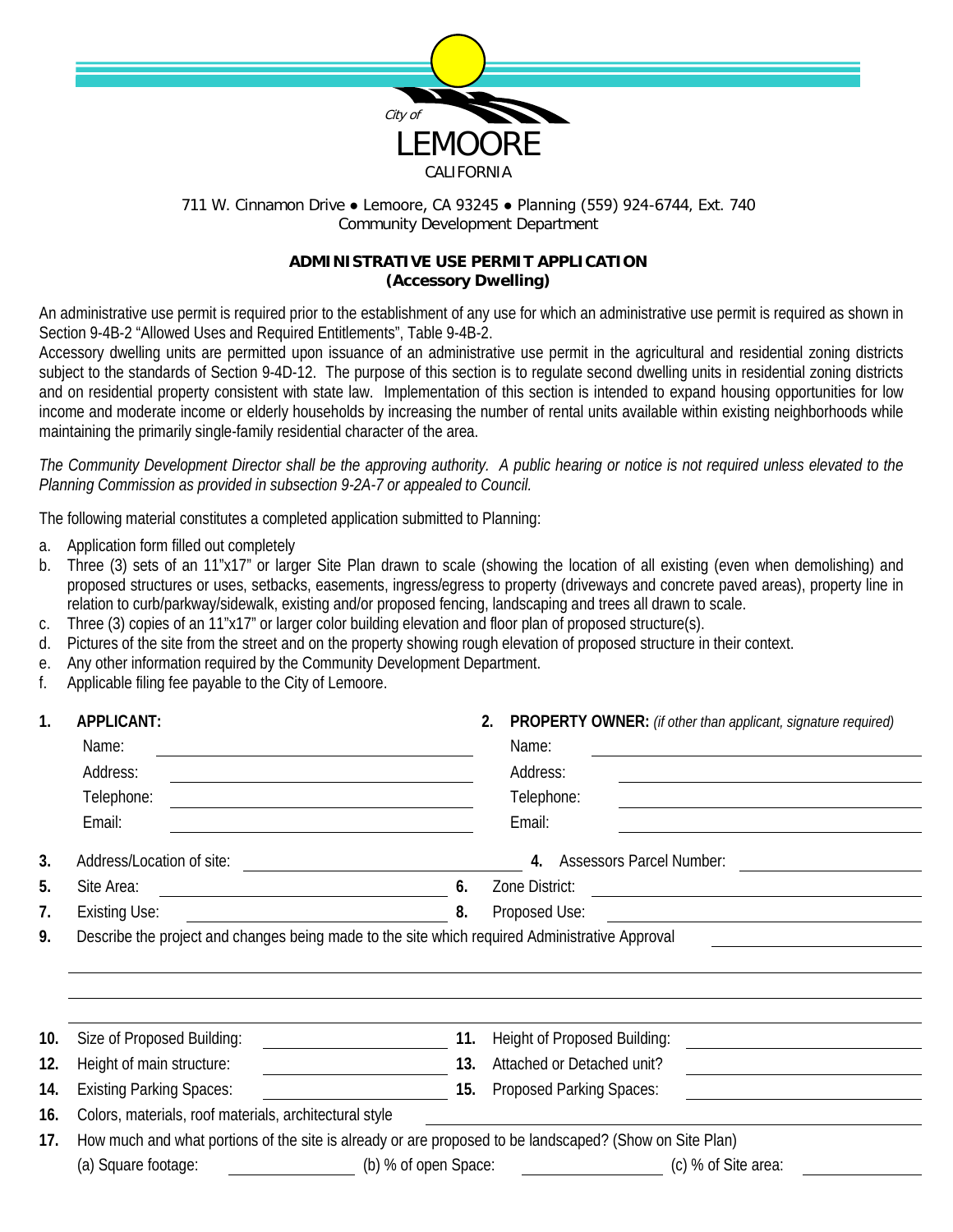City of
LEMOORE
CALIFORNIA

711 W. Cinnamon Drive ● Lemoore, CA 93245 ● Planning (559) 924-6744, Ext. 740
Community Development Department

## ADMINISTRATIVE USE PERMIT APPLICATION
### (Accessory Dwelling)

An administrative use permit is required prior to the establishment of any use for which an administrative use permit is required as shown in Section 9-4B-2 "Allowed Uses and Required Entitlements", Table 9-4B-2.

Accessory dwelling units are permitted upon issuance of an administrative use permit in the agricultural and residential zoning districts subject to the standards of Section 9-4D-12. The purpose of this section is to regulate second dwelling units in residential zoning districts and on residential property consistent with state law. Implementation of this section is intended to expand housing opportunities for low income and moderate income or elderly households by increasing the number of rental units available within existing neighborhoods while maintaining the primarily single-family residential character of the area.

*The Community Development Director shall be the approving authority. A public hearing or notice is not required unless elevated to the Planning Commission as provided in subsection 9-2A-7 or appealed to Council.*

The following material constitutes a completed application submitted to Planning:

a. Application form filled out completely
b. Three (3) sets of an 11"x17" or larger Site Plan drawn to scale (showing the location of all existing (even when demolishing) and proposed structures or uses, setbacks, easements, ingress/egress to property (driveways and concrete paved areas), property line in relation to curb/parkway/sidewalk, existing and/or proposed fencing, landscaping and trees all drawn to scale.
c. Three (3) copies of an 11"x17" or larger color building elevation and floor plan of proposed structure(s).
d. Pictures of the site from the street and on the property showing rough elevation of proposed structure in their context.
e. Any other information required by the Community Development Department.
f. Applicable filing fee payable to the City of Lemoore.

**1. APPLICANT:**

Name: ____________________
Address: ____________________
Telephone: ____________________
Email: ____________________

**2. PROPERTY OWNER:** *(if other than applicant, signature required)*

Name: ____________________
Address: ____________________
Telephone: ____________________
Email: ____________________

**3.** Address/Location of site: ____________________ **4.** Assessors Parcel Number: ____________________

**5.** Site Area: ____________________ **6.** Zone District: ____________________

**7.** Existing Use: ____________________ **8.** Proposed Use: ____________________

**9.** Describe the project and changes being made to the site which required Administrative Approval ____________________

____________________________________________

____________________________________________

____________________________________________

**10.** Size of Proposed Building: ____________________ **11.** Height of Proposed Building: ____________________

**12.** Height of main structure: ____________________ **13.** Attached or Detached unit? ____________________

**14.** Existing Parking Spaces: ____________________ **15.** Proposed Parking Spaces: ____________________

**16.** Colors, materials, roof materials, architectural style ____________________

**17.** How much and what portions of the site is already or are proposed to be landscaped? (Show on Site Plan)

(a) Square footage: ____________ (b) % of open Space: ____________ (c) % of Site area: ____________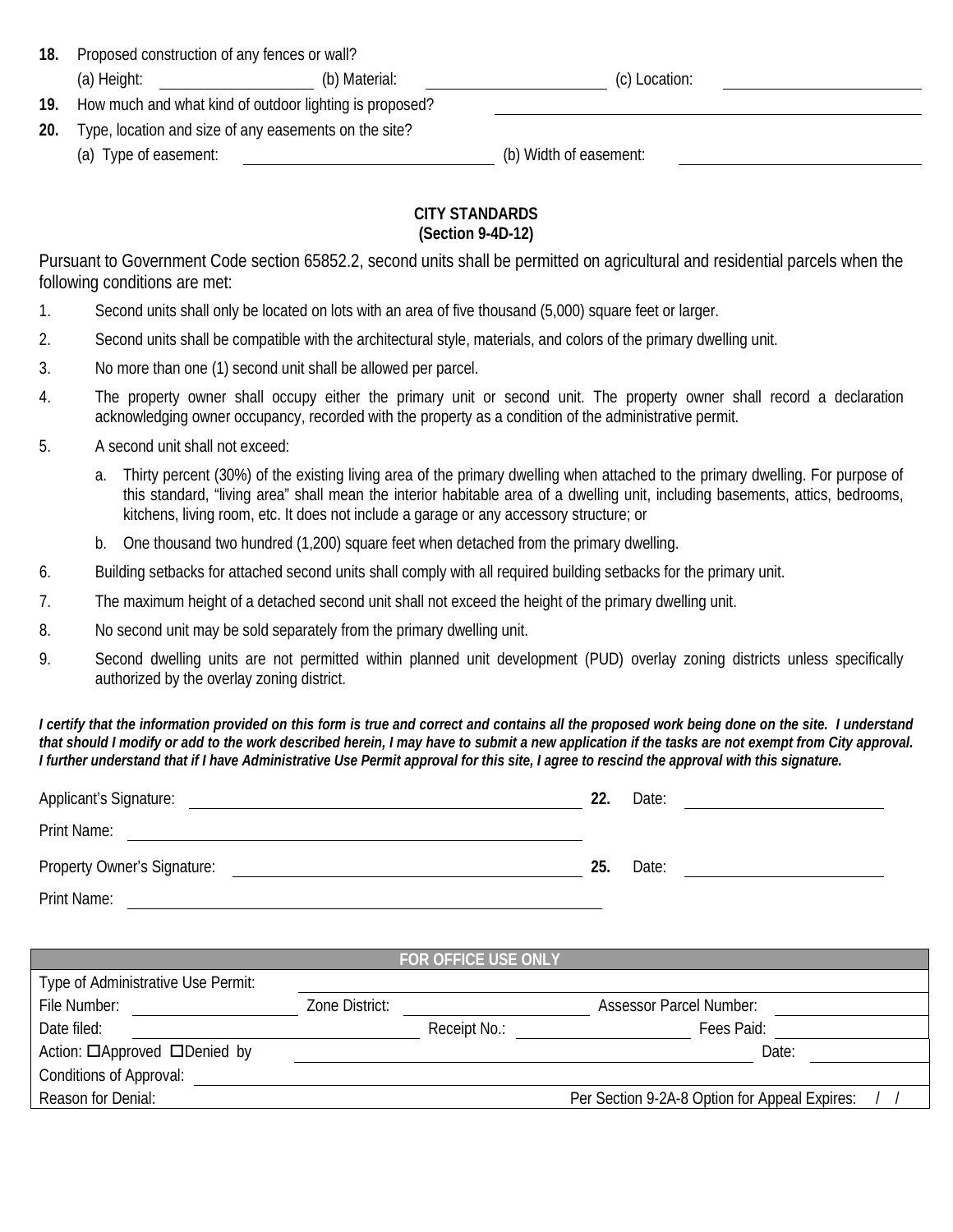**18.** Proposed construction of any fences or wall?

(a) Height: ____________ (b) Material: ____________ (c) Location: ____________

**19.** How much and what kind of outdoor lighting is proposed? ____________

**20.** Type, location and size of any easements on the site?

(a) Type of easement: ____________ (b) Width of easement: ____________

## CITY STANDARDS
## (Section 9-4D-12)

Pursuant to Government Code section 65852.2, second units shall be permitted on agricultural and residential parcels when the following conditions are met:

1. Second units shall only be located on lots with an area of five thousand (5,000) square feet or larger.
2. Second units shall be compatible with the architectural style, materials, and colors of the primary dwelling unit.
3. No more than one (1) second unit shall be allowed per parcel.
4. The property owner shall occupy either the primary unit or second unit. The property owner shall record a declaration acknowledging owner occupancy, recorded with the property as a condition of the administrative permit.
5. A second unit shall not exceed:
   a. Thirty percent (30%) of the existing living area of the primary dwelling when attached to the primary dwelling. For purpose of this standard, “living area” shall mean the interior habitable area of a dwelling unit, including basements, attics, bedrooms, kitchens, living room, etc. It does not include a garage or any accessory structure; or
   b. One thousand two hundred (1,200) square feet when detached from the primary dwelling.
6. Building setbacks for attached second units shall comply with all required building setbacks for the primary unit.
7. The maximum height of a detached second unit shall not exceed the height of the primary dwelling unit.
8. No second unit may be sold separately from the primary dwelling unit.
9. Second dwelling units are not permitted within planned unit development (PUD) overlay zoning districts unless specifically authorized by the overlay zoning district.

***I certify that the information provided on this form is true and correct and contains all the proposed work being done on the site. I understand that should I modify or add to the work described herein, I may have to submit a new application if the tasks are not exempt from City approval. I further understand that if I have Administrative Use Permit approval for this site, I agree to rescind the approval with this signature.***

Applicant’s Signature: ____________ **22.** Date: ____________

Print Name: ____________

Property Owner’s Signature: ____________ **25.** Date: ____________

Print Name: ____________

| FOR OFFICE USE ONLY | | | | | |
|---|---|---|---|---|---|
| Type of Administrative Use Permit: | | | | | |
| File Number: | | Zone District: | | Assessor Parcel Number: | |
| Date filed: | | Receipt No.: | | Fees Paid: | |
| Action: ☐Approved ☐Denied by | | | | Date: | |
| Conditions of Approval: | | | | | |
| Reason for Denial: | | | | Per Section 9-2A-8 Option for Appeal Expires: / / | |